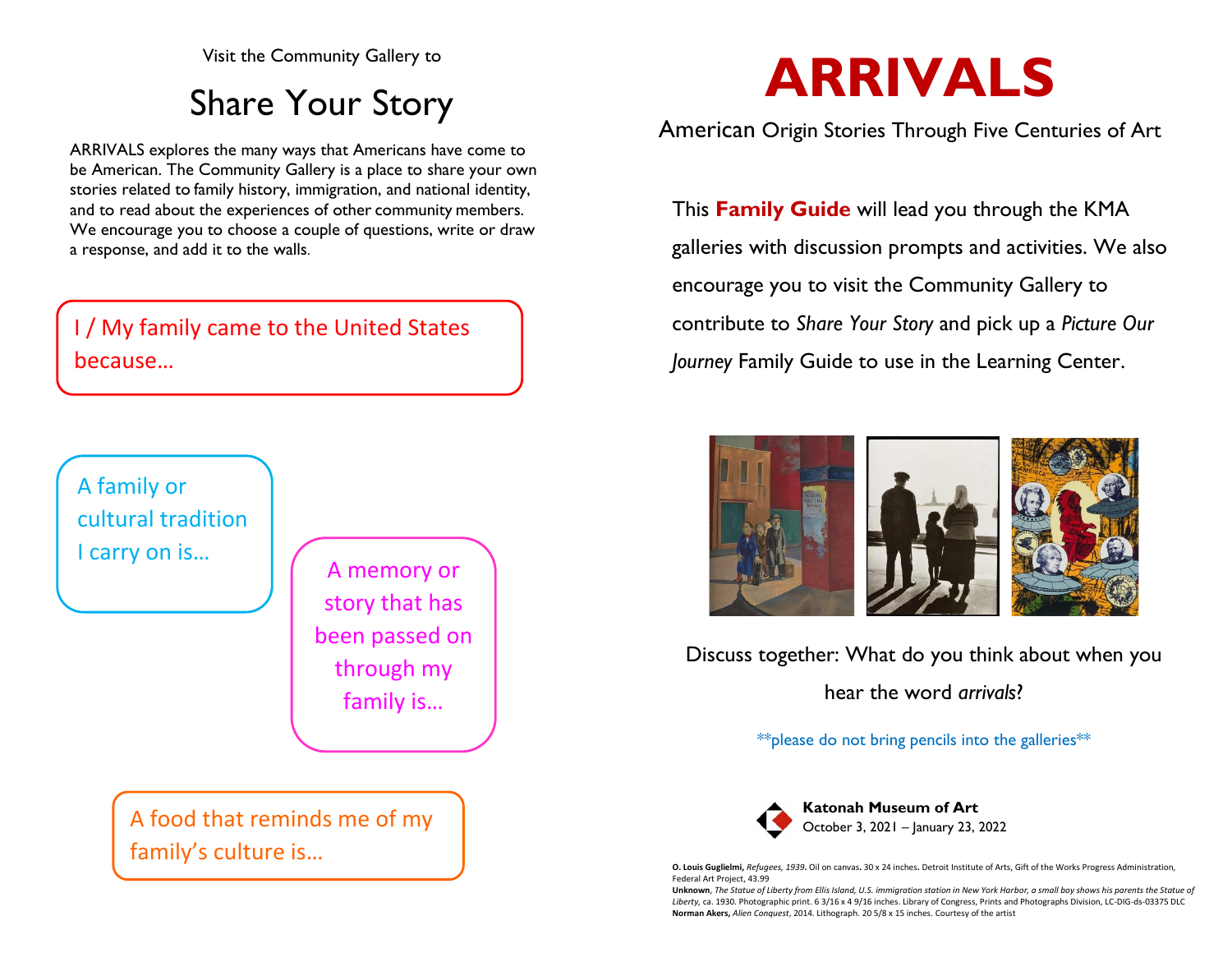Visit the Community Gallery to

# Share Your Story

ARRIVALS explores the many ways that Americans have come to be American. The Community Gallery is a place to share your own stories related to family history, immigration, and national identity, and to read about the experiences of other community members. We encourage you to choose a couple of questions, write or draw a response, and add it to the walls.

I / My family came to the United States because...

A family or cultural tradition I carry on is...

A memory or story that has been passed on through my family is...

A food that reminds me of my family's culture is...

# ARRIVALS

## American Origin Stories Through Five Centuries of Art

This **Family Guide** will lead you through the KMA galleries with discussion prompts and activities. We also encourage you to visit the Community Gallery to contribute to *Share Your Story* and pick up a *Picture Our Journey* Family Guide to use in the Learning Center.

Discuss together: What do you think about when you hear the word *arrivals*?

**please do not bring pencils into the galleries**

**Katonah Museum of Art**
October 3, 2021 – January 23, 2022

**O. Louis Guglielmi,** *Refugees, 1939*. Oil on canvas. 30 x 24 inches. Detroit Institute of Arts, Gift of the Works Progress Administration, Federal Art Project, 43.99
**Unknown**, *The Statue of Liberty from Ellis Island, U.S. immigration station in New York Harbor, a small boy shows his parents the Statue of Liberty,* ca. 1930. Photographic print. 6 3/16 x 4 9/16 inches. Library of Congress, Prints and Photographs Division, LC-DIG-ds-03375 DLC
**Norman Akers,** *Alien Conquest*, 2014. Lithograph. 20 5/8 x 15 inches. Courtesy of the artist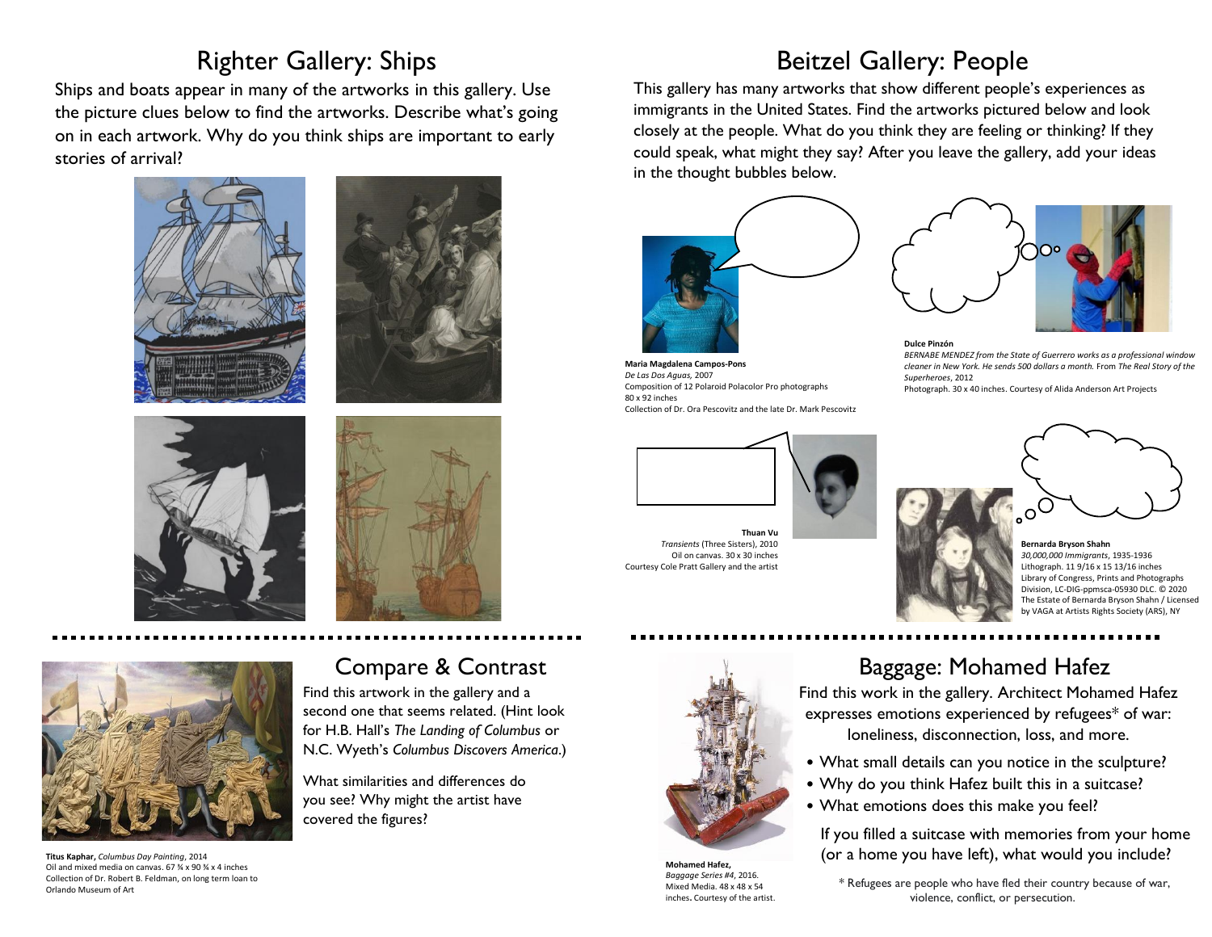## Righter Gallery: Ships

Ships and boats appear in many of the artworks in this gallery. Use the picture clues below to find the artworks. Describe what's going on in each artwork. Why do you think ships are important to early stories of arrival?

## Beitzel Gallery: People

This gallery has many artworks that show different people's experiences as immigrants in the United States. Find the artworks pictured below and look closely at the people. What do you think they are feeling or thinking? If they could speak, what might they say? After you leave the gallery, add your ideas in the thought bubbles below.

**Maria Magdalena Campos-Pons**
*De Las Dos Aguas,* 2007
Composition of 12 Polaroid Polacolor Pro photographs
80 x 92 inches
Collection of Dr. Ora Pescovitz and the late Dr. Mark Pescovitz

**Dulce Pinzón**
*BERNABE MENDEZ from the State of Guerrero works as a professional window cleaner in New York. He sends 500 dollars a month.* From *The Real Story of the Superheroes*, 2012
Photograph. 30 x 40 inches. Courtesy of Alida Anderson Art Projects

**Thuan Vu**
*Transients* (Three Sisters), 2010
Oil on canvas. 30 x 30 inches
Courtesy Cole Pratt Gallery and the artist

**Bernarda Bryson Shahn**
*30,000,000 Immigrants*, 1935-1936
Lithograph. 11 9/16 x 15 13/16 inches
Library of Congress, Prints and Photographs Division, LC-DIG-ppmsca-05930 DLC. © 2020 The Estate of Bernarda Bryson Shahn / Licensed by VAGA at Artists Rights Society (ARS), NY

## Compare & Contrast

Find this artwork in the gallery and a second one that seems related. (Hint look for H.B. Hall's *The Landing of Columbus* or N.C. Wyeth's *Columbus Discovers America*.)

What similarities and differences do you see? Why might the artist have covered the figures?

**Titus Kaphar,** *Columbus Day Painting*, 2014
Oil and mixed media on canvas. 67 ¾ x 90 ¾ x 4 inches
Collection of Dr. Robert B. Feldman, on long term loan to Orlando Museum of Art

## Baggage: Mohamed Hafez

Find this work in the gallery. Architect Mohamed Hafez expresses emotions experienced by refugees* of war: loneliness, disconnection, loss, and more.

- What small details can you notice in the sculpture?
- Why do you think Hafez built this in a suitcase?
- What emotions does this make you feel?

If you filled a suitcase with memories from your home (or a home you have left), what would you include?

\* Refugees are people who have fled their country because of war, violence, conflict, or persecution.

**Mohamed Hafez,**
*Baggage Series #4*, 2016.
Mixed Media. 48 x 48 x 54 inches**.** Courtesy of the artist.